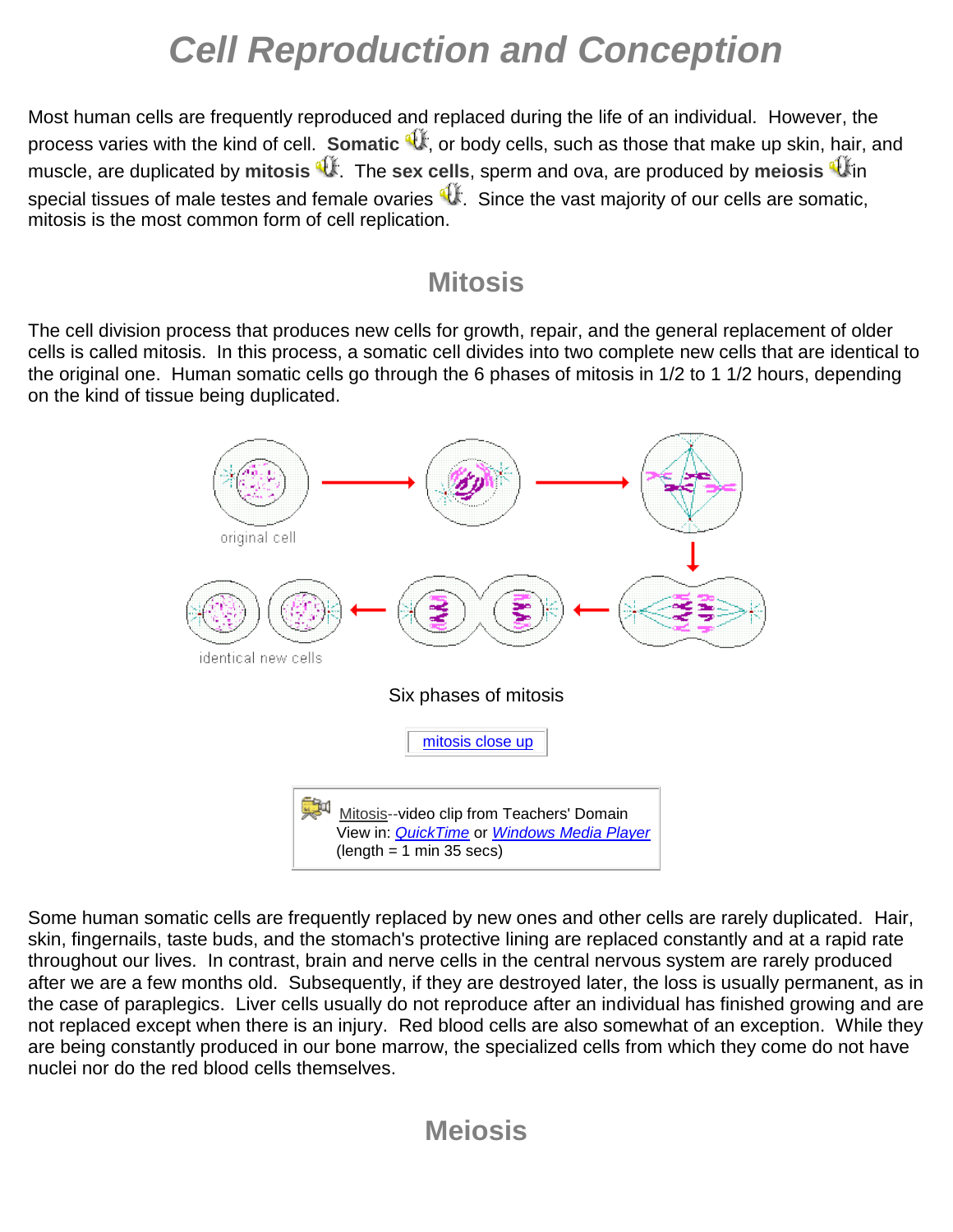# Cell Reproduction and Conception

Most human cells are frequently reproduced and replaced during the life of an individual. However, the process varies with the kind of cell. **Somatic**, or body cells, such as those that make up skin, hair, and muscle, are duplicated by **mitosis**. The **sex cells**, sperm and ova, are produced by **meiosis** in special tissues of male testes and female ovaries. Since the vast majority of our cells are somatic, mitosis is the most common form of cell replication.

## Mitosis

The cell division process that produces new cells for growth, repair, and the general replacement of older cells is called mitosis. In this process, a somatic cell divides into two complete new cells that are identical to the original one. Human somatic cells go through the 6 phases of mitosis in 1/2 to 1 1/2 hours, depending on the kind of tissue being duplicated.

original cell

identical new cells

Six phases of mitosis

mitosis close up

Mitosis--video clip from Teachers' Domain
View in: QuickTime or Windows Media Player
(length = 1 min 35 secs)

Some human somatic cells are frequently replaced by new ones and other cells are rarely duplicated. Hair, skin, fingernails, taste buds, and the stomach's protective lining are replaced constantly and at a rapid rate throughout our lives. In contrast, brain and nerve cells in the central nervous system are rarely produced after we are a few months old. Subsequently, if they are destroyed later, the loss is usually permanent, as in the case of paraplegics. Liver cells usually do not reproduce after an individual has finished growing and are not replaced except when there is an injury. Red blood cells are also somewhat of an exception. While they are being constantly produced in our bone marrow, the specialized cells from which they come do not have nuclei nor do the red blood cells themselves.

## Meiosis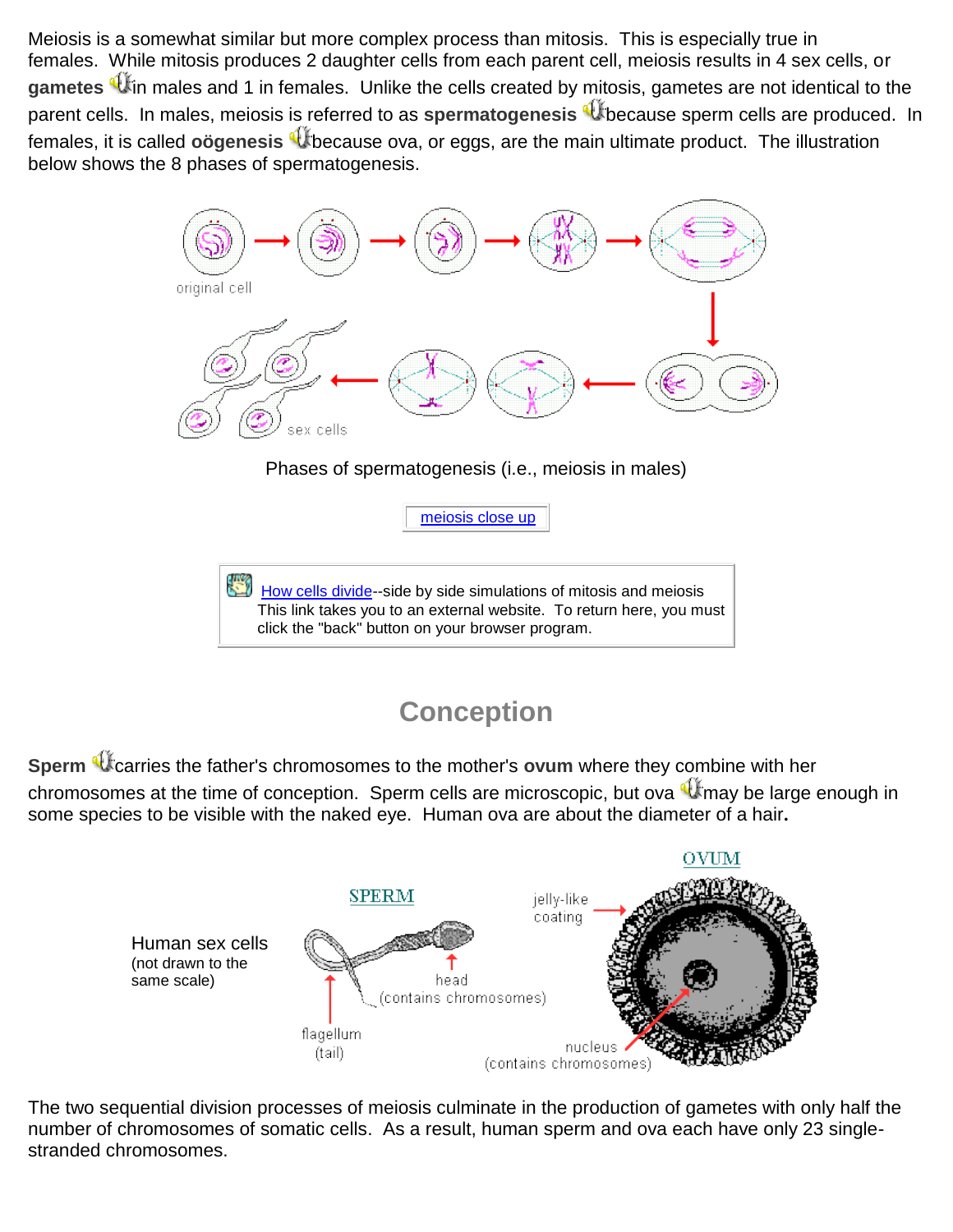Meiosis is a somewhat similar but more complex process than mitosis. This is especially true in females. While mitosis produces 2 daughter cells from each parent cell, meiosis results in 4 sex cells, or **gametes** in males and 1 in females. Unlike the cells created by mitosis, gametes are not identical to the parent cells. In males, meiosis is referred to as **spermatogenesis** because sperm cells are produced. In females, it is called **oögenesis** because ova, or eggs, are the main ultimate product. The illustration below shows the 8 phases of spermatogenesis.

Phases of spermatogenesis (i.e., meiosis in males)

meiosis close up

How cells divide--side by side simulations of mitosis and meiosis
This link takes you to an external website. To return here, you must click the "back" button on your browser program.

## Conception

**Sperm** carries the father's chromosomes to the mother's **ovum** where they combine with her chromosomes at the time of conception. Sperm cells are microscopic, but ova may be large enough in some species to be visible with the naked eye. Human ova are about the diameter of a hair**.**

Human sex cells (not drawn to the same scale)

The two sequential division processes of meiosis culminate in the production of gametes with only half the number of chromosomes of somatic cells. As a result, human sperm and ova each have only 23 single-stranded chromosomes.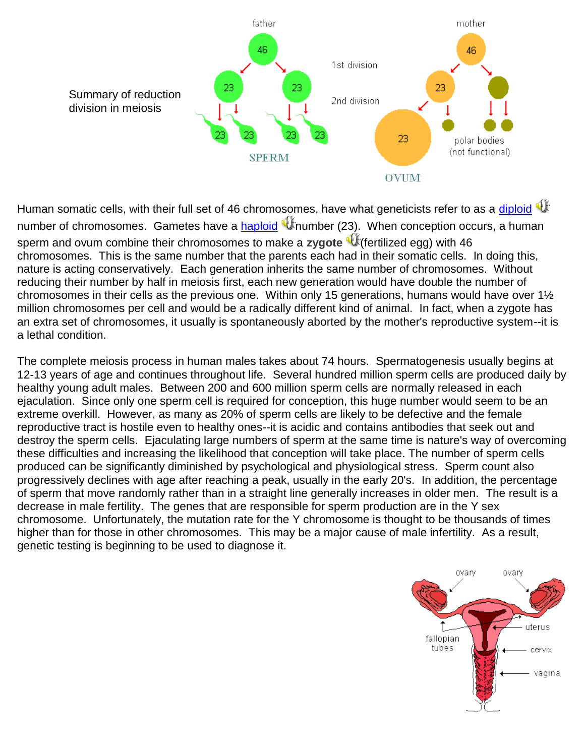Summary of reduction division in meiosis

Human somatic cells, with their full set of 46 chromosomes, have what geneticists refer to as a diploid number of chromosomes. Gametes have a haploid number (23). When conception occurs, a human sperm and ovum combine their chromosomes to make a **zygote** (fertilized egg) with 46 chromosomes. This is the same number that the parents each had in their somatic cells. In doing this, nature is acting conservatively. Each generation inherits the same number of chromosomes. Without reducing their number by half in meiosis first, each new generation would have double the number of chromosomes in their cells as the previous one. Within only 15 generations, humans would have over 1½ million chromosomes per cell and would be a radically different kind of animal. In fact, when a zygote has an extra set of chromosomes, it usually is spontaneously aborted by the mother's reproductive system--it is a lethal condition.

The complete meiosis process in human males takes about 74 hours. Spermatogenesis usually begins at 12-13 years of age and continues throughout life. Several hundred million sperm cells are produced daily by healthy young adult males. Between 200 and 600 million sperm cells are normally released in each ejaculation. Since only one sperm cell is required for conception, this huge number would seem to be an extreme overkill. However, as many as 20% of sperm cells are likely to be defective and the female reproductive tract is hostile even to healthy ones--it is acidic and contains antibodies that seek out and destroy the sperm cells. Ejaculating large numbers of sperm at the same time is nature's way of overcoming these difficulties and increasing the likelihood that conception will take place. The number of sperm cells produced can be significantly diminished by psychological and physiological stress. Sperm count also progressively declines with age after reaching a peak, usually in the early 20's. In addition, the percentage of sperm that move randomly rather than in a straight line generally increases in older men. The result is a decrease in male fertility. The genes that are responsible for sperm production are in the Y sex chromosome. Unfortunately, the mutation rate for the Y chromosome is thought to be thousands of times higher than for those in other chromosomes. This may be a major cause of male infertility. As a result, genetic testing is beginning to be used to diagnose it.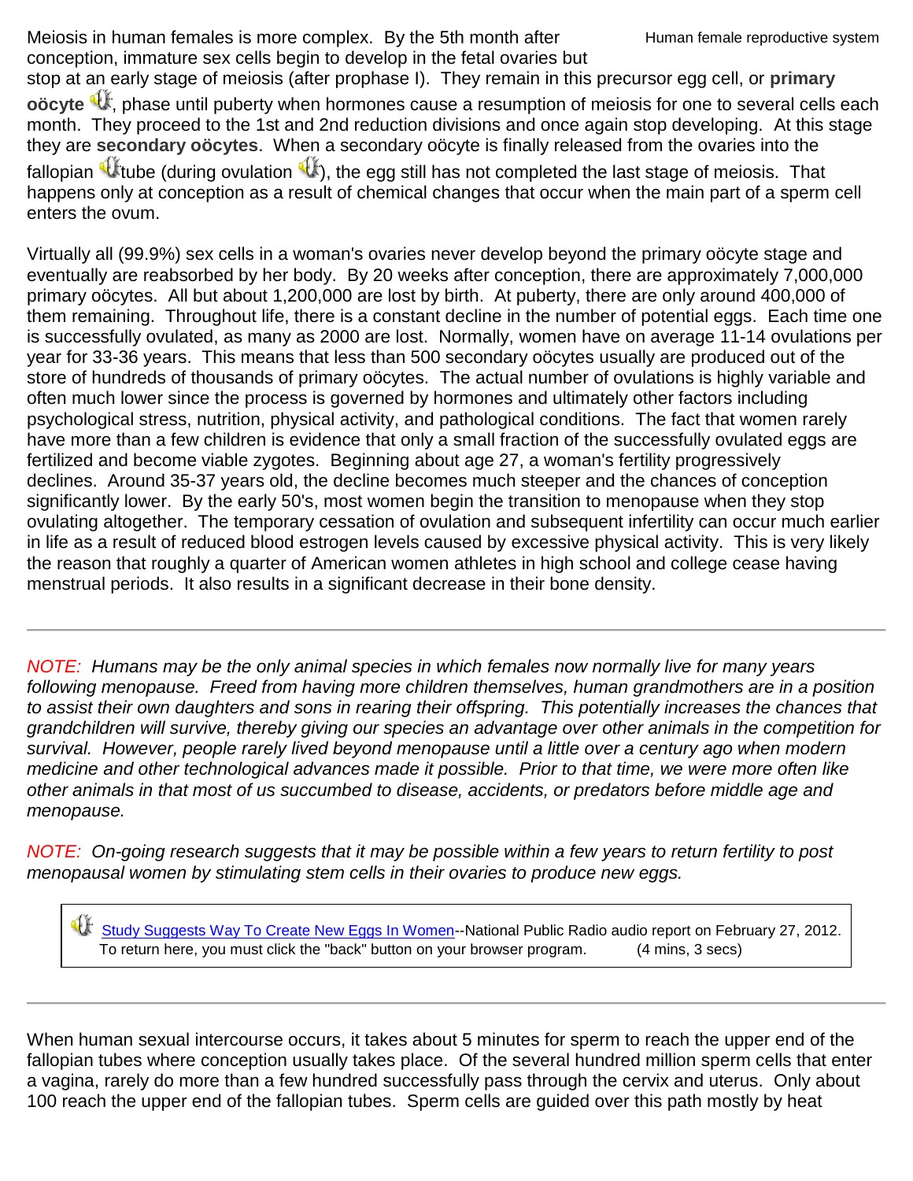Meiosis in human females is more complex. By the 5th month after conception, immature sex cells begin to develop in the fetal ovaries but stop at an early stage of meiosis (after prophase I). They remain in this precursor egg cell, or **primary oöcyte**, phase until puberty when hormones cause a resumption of meiosis for one to several cells each month. They proceed to the 1st and 2nd reduction divisions and once again stop developing. At this stage they are **secondary oöcytes**. When a secondary oöcyte is finally released from the ovaries into the fallopian tube (during ovulation), the egg still has not completed the last stage of meiosis. That happens only at conception as a result of chemical changes that occur when the main part of a sperm cell enters the ovum.

Human female reproductive system

Virtually all (99.9%) sex cells in a woman's ovaries never develop beyond the primary oöcyte stage and eventually are reabsorbed by her body. By 20 weeks after conception, there are approximately 7,000,000 primary oöcytes. All but about 1,200,000 are lost by birth. At puberty, there are only around 400,000 of them remaining. Throughout life, there is a constant decline in the number of potential eggs. Each time one is successfully ovulated, as many as 2000 are lost. Normally, women have on average 11-14 ovulations per year for 33-36 years. This means that less than 500 secondary oöcytes usually are produced out of the store of hundreds of thousands of primary oöcytes. The actual number of ovulations is highly variable and often much lower since the process is governed by hormones and ultimately other factors including psychological stress, nutrition, physical activity, and pathological conditions. The fact that women rarely have more than a few children is evidence that only a small fraction of the successfully ovulated eggs are fertilized and become viable zygotes. Beginning about age 27, a woman's fertility progressively declines. Around 35-37 years old, the decline becomes much steeper and the chances of conception significantly lower. By the early 50's, most women begin the transition to menopause when they stop ovulating altogether. The temporary cessation of ovulation and subsequent infertility can occur much earlier in life as a result of reduced blood estrogen levels caused by excessive physical activity. This is very likely the reason that roughly a quarter of American women athletes in high school and college cease having menstrual periods. It also results in a significant decrease in their bone density.

---

*NOTE: Humans may be the only animal species in which females now normally live for many years following menopause. Freed from having more children themselves, human grandmothers are in a position to assist their own daughters and sons in rearing their offspring. This potentially increases the chances that grandchildren will survive, thereby giving our species an advantage over other animals in the competition for survival. However, people rarely lived beyond menopause until a little over a century ago when modern medicine and other technological advances made it possible. Prior to that time, we were more often like other animals in that most of us succumbed to disease, accidents, or predators before middle age and menopause.*

*NOTE: On-going research suggests that it may be possible within a few years to return fertility to post menopausal women by stimulating stem cells in their ovaries to produce new eggs.*

> Study Suggests Way To Create New Eggs In Women--National Public Radio audio report on February 27, 2012. To return here, you must click the "back" button on your browser program. (4 mins, 3 secs)

---

When human sexual intercourse occurs, it takes about 5 minutes for sperm to reach the upper end of the fallopian tubes where conception usually takes place. Of the several hundred million sperm cells that enter a vagina, rarely do more than a few hundred successfully pass through the cervix and uterus. Only about 100 reach the upper end of the fallopian tubes. Sperm cells are guided over this path mostly by heat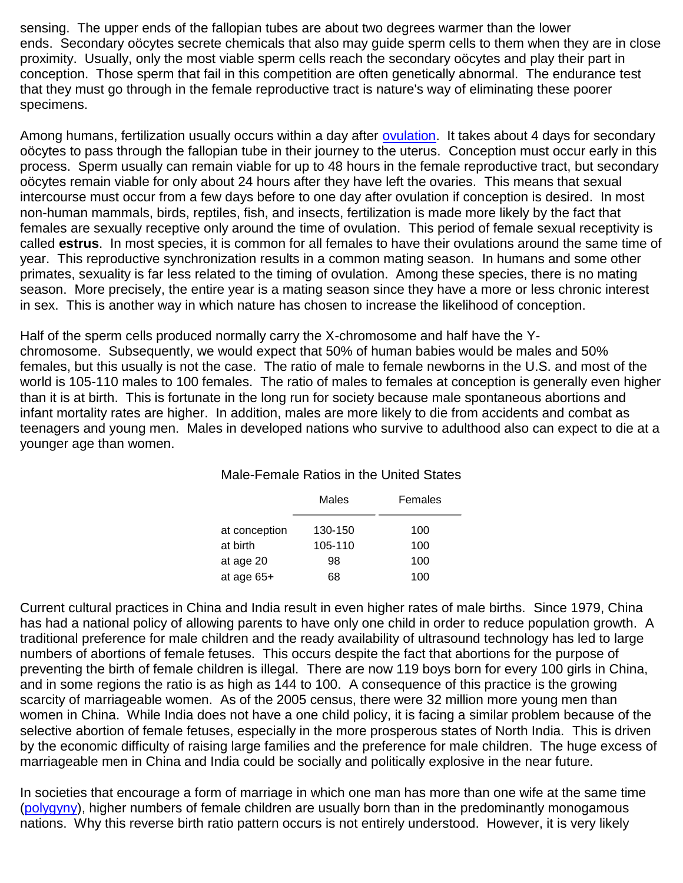sensing. The upper ends of the fallopian tubes are about two degrees warmer than the lower ends. Secondary oöcytes secrete chemicals that also may guide sperm cells to them when they are in close proximity. Usually, only the most viable sperm cells reach the secondary oöcytes and play their part in conception. Those sperm that fail in this competition are often genetically abnormal. The endurance test that they must go through in the female reproductive tract is nature's way of eliminating these poorer specimens.

Among humans, fertilization usually occurs within a day after ovulation. It takes about 4 days for secondary oöcytes to pass through the fallopian tube in their journey to the uterus. Conception must occur early in this process. Sperm usually can remain viable for up to 48 hours in the female reproductive tract, but secondary oöcytes remain viable for only about 24 hours after they have left the ovaries. This means that sexual intercourse must occur from a few days before to one day after ovulation if conception is desired. In most non-human mammals, birds, reptiles, fish, and insects, fertilization is made more likely by the fact that females are sexually receptive only around the time of ovulation. This period of female sexual receptivity is called **estrus**. In most species, it is common for all females to have their ovulations around the same time of year. This reproductive synchronization results in a common mating season. In humans and some other primates, sexuality is far less related to the timing of ovulation. Among these species, there is no mating season. More precisely, the entire year is a mating season since they have a more or less chronic interest in sex. This is another way in which nature has chosen to increase the likelihood of conception.

Half of the sperm cells produced normally carry the X-chromosome and half have the Y-chromosome. Subsequently, we would expect that 50% of human babies would be males and 50% females, but this usually is not the case. The ratio of male to female newborns in the U.S. and most of the world is 105-110 males to 100 females. The ratio of males to females at conception is generally even higher than it is at birth. This is fortunate in the long run for society because male spontaneous abortions and infant mortality rates are higher. In addition, males are more likely to die from accidents and combat as teenagers and young men. Males in developed nations who survive to adulthood also can expect to die at a younger age than women.

Male-Female Ratios in the United States

| | Males | Females |
|---|---|---|
| at conception | 130-150 | 100 |
| at birth | 105-110 | 100 |
| at age 20 | 98 | 100 |
| at age 65+ | 68 | 100 |

Current cultural practices in China and India result in even higher rates of male births. Since 1979, China has had a national policy of allowing parents to have only one child in order to reduce population growth. A traditional preference for male children and the ready availability of ultrasound technology has led to large numbers of abortions of female fetuses. This occurs despite the fact that abortions for the purpose of preventing the birth of female children is illegal. There are now 119 boys born for every 100 girls in China, and in some regions the ratio is as high as 144 to 100. A consequence of this practice is the growing scarcity of marriageable women. As of the 2005 census, there were 32 million more young men than women in China. While India does not have a one child policy, it is facing a similar problem because of the selective abortion of female fetuses, especially in the more prosperous states of North India. This is driven by the economic difficulty of raising large families and the preference for male children. The huge excess of marriageable men in China and India could be socially and politically explosive in the near future.

In societies that encourage a form of marriage in which one man has more than one wife at the same time (polygyny), higher numbers of female children are usually born than in the predominantly monogamous nations. Why this reverse birth ratio pattern occurs is not entirely understood. However, it is very likely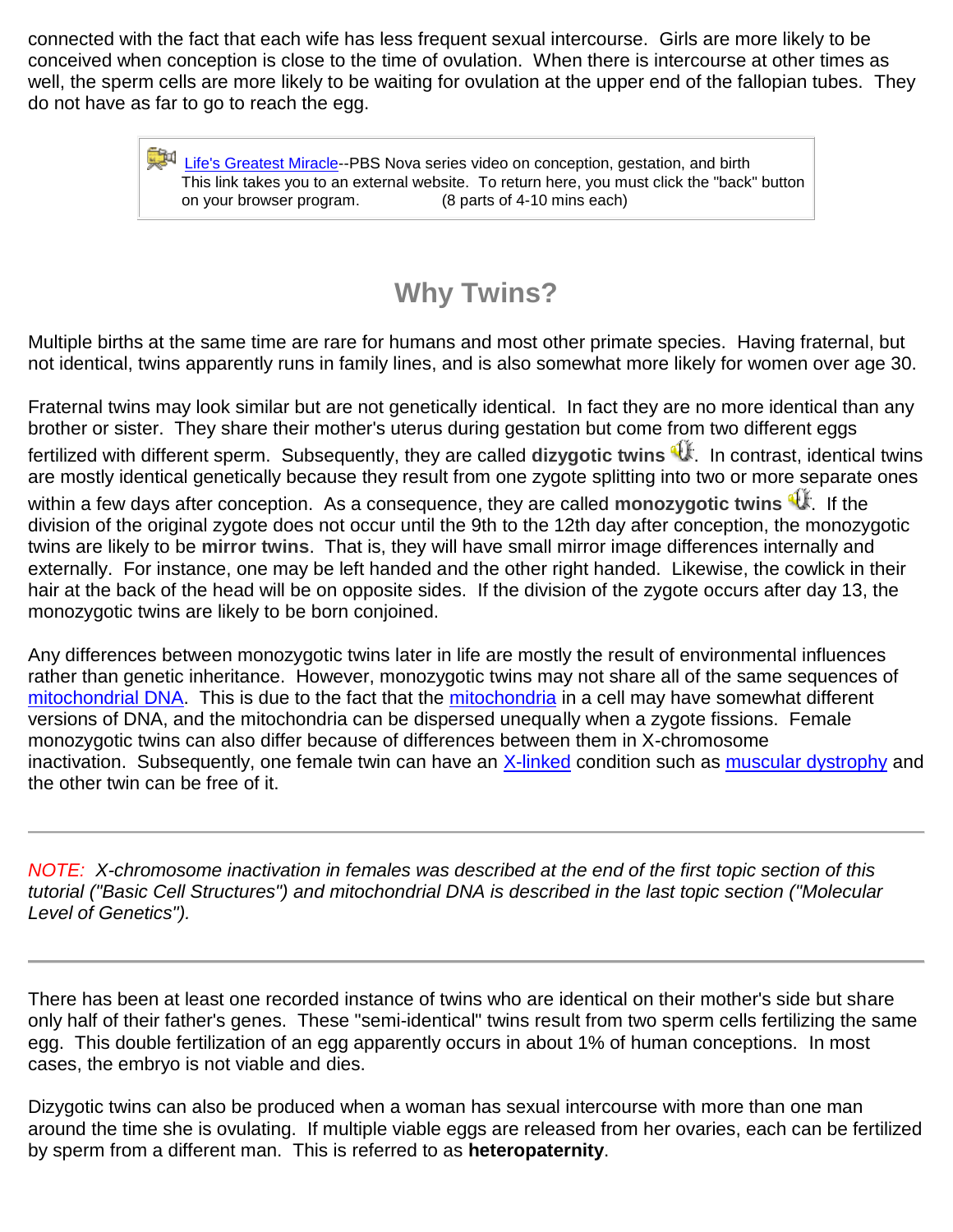connected with the fact that each wife has less frequent sexual intercourse. Girls are more likely to be conceived when conception is close to the time of ovulation. When there is intercourse at other times as well, the sperm cells are more likely to be waiting for ovulation at the upper end of the fallopian tubes. They do not have as far to go to reach the egg.

> Life's Greatest Miracle--PBS Nova series video on conception, gestation, and birth
> This link takes you to an external website. To return here, you must click the "back" button on your browser program. (8 parts of 4-10 mins each)

## Why Twins?

Multiple births at the same time are rare for humans and most other primate species. Having fraternal, but not identical, twins apparently runs in family lines, and is also somewhat more likely for women over age 30.

Fraternal twins may look similar but are not genetically identical. In fact they are no more identical than any brother or sister. They share their mother's uterus during gestation but come from two different eggs fertilized with different sperm. Subsequently, they are called **dizygotic twins**. In contrast, identical twins are mostly identical genetically because they result from one zygote splitting into two or more separate ones within a few days after conception. As a consequence, they are called **monozygotic twins**. If the division of the original zygote does not occur until the 9th to the 12th day after conception, the monozygotic twins are likely to be **mirror twins**. That is, they will have small mirror image differences internally and externally. For instance, one may be left handed and the other right handed. Likewise, the cowlick in their hair at the back of the head will be on opposite sides. If the division of the zygote occurs after day 13, the monozygotic twins are likely to be born conjoined.

Any differences between monozygotic twins later in life are mostly the result of environmental influences rather than genetic inheritance. However, monozygotic twins may not share all of the same sequences of mitochondrial DNA. This is due to the fact that the mitochondria in a cell may have somewhat different versions of DNA, and the mitochondria can be dispersed unequally when a zygote fissions. Female monozygotic twins can also differ because of differences between them in X-chromosome inactivation. Subsequently, one female twin can have an X-linked condition such as muscular dystrophy and the other twin can be free of it.

---

*NOTE: X-chromosome inactivation in females was described at the end of the first topic section of this tutorial ("Basic Cell Structures") and mitochondrial DNA is described in the last topic section ("Molecular Level of Genetics").*

---

There has been at least one recorded instance of twins who are identical on their mother's side but share only half of their father's genes. These "semi-identical" twins result from two sperm cells fertilizing the same egg. This double fertilization of an egg apparently occurs in about 1% of human conceptions. In most cases, the embryo is not viable and dies.

Dizygotic twins can also be produced when a woman has sexual intercourse with more than one man around the time she is ovulating. If multiple viable eggs are released from her ovaries, each can be fertilized by sperm from a different man. This is referred to as **heteropaternity**.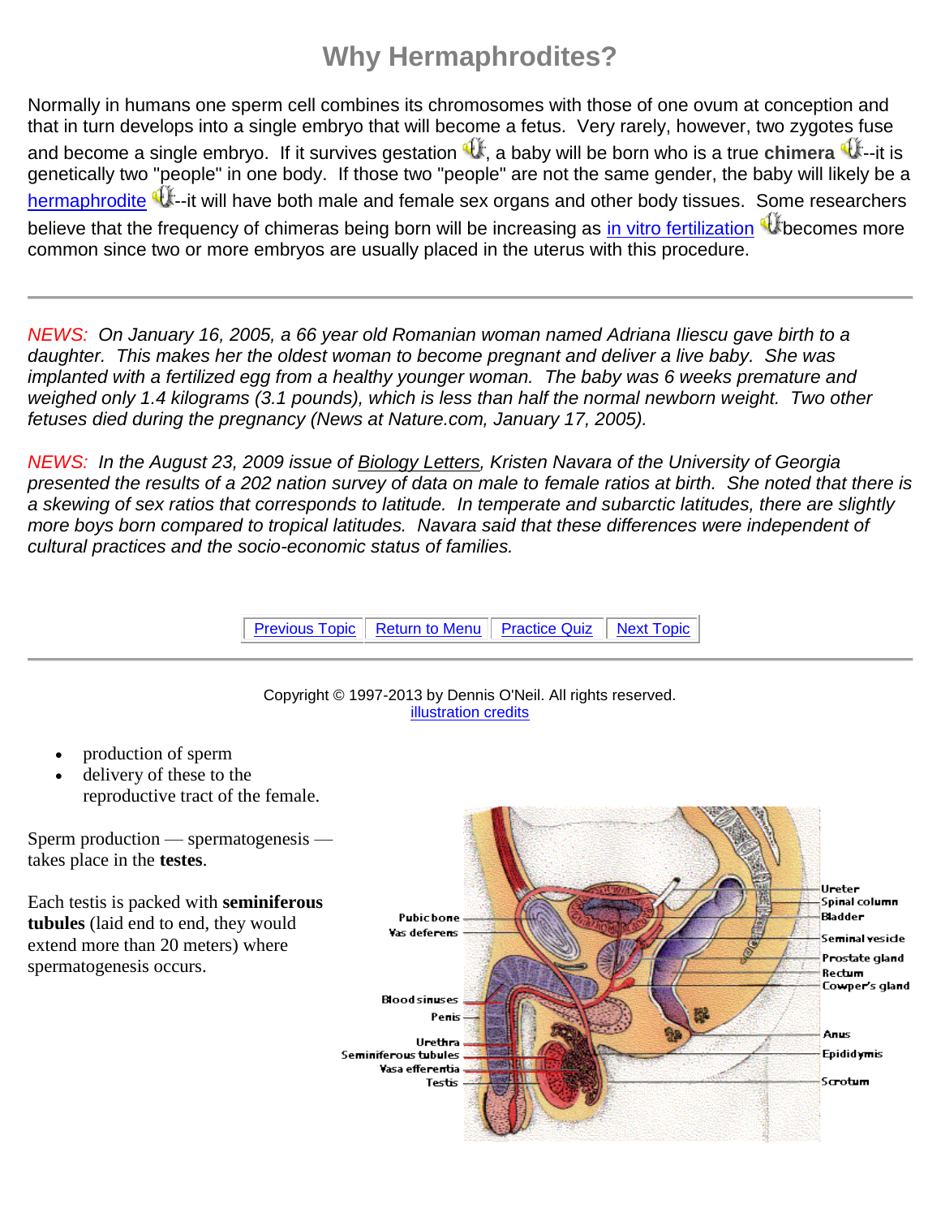# Why Hermaphrodites?

Normally in humans one sperm cell combines its chromosomes with those of one ovum at conception and that in turn develops into a single embryo that will become a fetus. Very rarely, however, two zygotes fuse and become a single embryo. If it survives gestation, a baby will be born who is a true **chimera**--it is genetically two "people" in one body. If those two "people" are not the same gender, the baby will likely be a hermaphrodite--it will have both male and female sex organs and other body tissues. Some researchers believe that the frequency of chimeras being born will be increasing as in vitro fertilization becomes more common since two or more embryos are usually placed in the uterus with this procedure.

---

*NEWS: On January 16, 2005, a 66 year old Romanian woman named Adriana Iliescu gave birth to a daughter. This makes her the oldest woman to become pregnant and deliver a live baby. She was implanted with a fertilized egg from a healthy younger woman. The baby was 6 weeks premature and weighed only 1.4 kilograms (3.1 pounds), which is less than half the normal newborn weight. Two other fetuses died during the pregnancy (News at Nature.com, January 17, 2005).*

*NEWS: In the August 23, 2009 issue of Biology Letters, Kristen Navara of the University of Georgia presented the results of a 202 nation survey of data on male to female ratios at birth. She noted that there is a skewing of sex ratios that corresponds to latitude. In temperate and subarctic latitudes, there are slightly more boys born compared to tropical latitudes. Navara said that these differences were independent of cultural practices and the socio-economic status of families.*

| Previous Topic | Return to Menu | Practice Quiz | Next Topic |
|---|---|---|---|

---

Copyright © 1997-2013 by Dennis O'Neil. All rights reserved.
illustration credits

- production of sperm
- delivery of these to the reproductive tract of the female.

Sperm production — spermatogenesis — takes place in the **testes**.

Each testis is packed with **seminiferous tubules** (laid end to end, they would extend more than 20 meters) where spermatogenesis occurs.

Pubic bone, Vas deferens, Blood sinuses, Penis, Urethra, Seminiferous tubules, Vasa efferentia, Testis, Ureter, Spinal column, Bladder, Seminal vesicle, Prostate gland, Rectum, Cowper's gland, Anus, Epididymis, Scrotum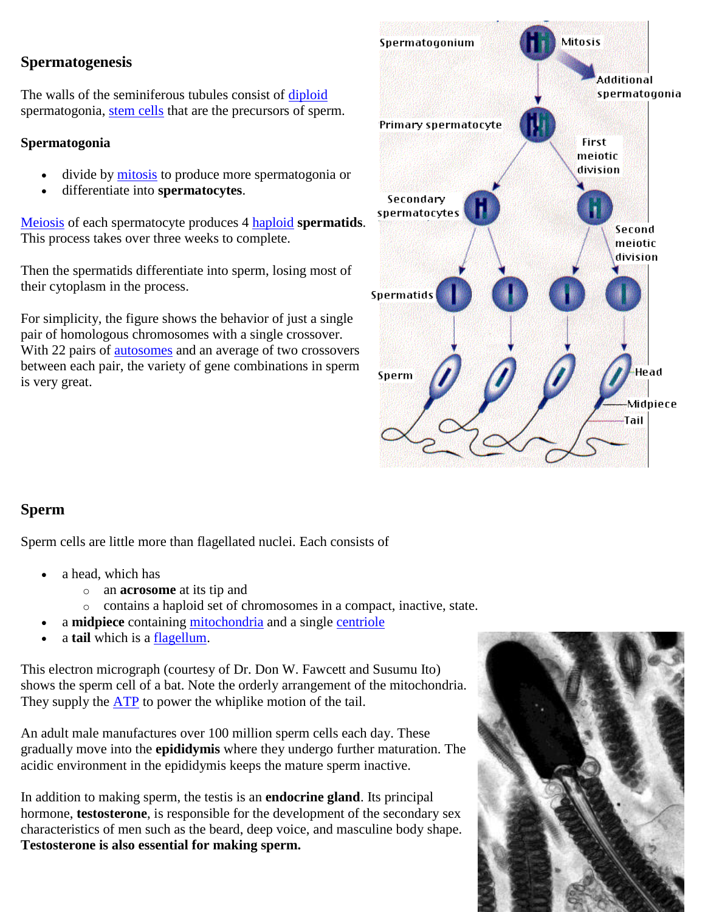## Spermatogenesis

The walls of the seminiferous tubules consist of diploid spermatogonia, stem cells that are the precursors of sperm.

### Spermatogonia

- divide by mitosis to produce more spermatogonia or
- differentiate into **spermatocytes**.

Meiosis of each spermatocyte produces 4 haploid **spermatids**. This process takes over three weeks to complete.

Then the spermatids differentiate into sperm, losing most of their cytoplasm in the process.

For simplicity, the figure shows the behavior of just a single pair of homologous chromosomes with a single crossover. With 22 pairs of autosomes and an average of two crossovers between each pair, the variety of gene combinations in sperm is very great.

## Sperm

Sperm cells are little more than flagellated nuclei. Each consists of

- a head, which has
  - an **acrosome** at its tip and
  - contains a haploid set of chromosomes in a compact, inactive, state.
- a **midpiece** containing mitochondria and a single centriole
- a **tail** which is a flagellum.

This electron micrograph (courtesy of Dr. Don W. Fawcett and Susumu Ito) shows the sperm cell of a bat. Note the orderly arrangement of the mitochondria. They supply the ATP to power the whiplike motion of the tail.

An adult male manufactures over 100 million sperm cells each day. These gradually move into the **epididymis** where they undergo further maturation. The acidic environment in the epididymis keeps the mature sperm inactive.

In addition to making sperm, the testis is an **endocrine gland**. Its principal hormone, **testosterone**, is responsible for the development of the secondary sex characteristics of men such as the beard, deep voice, and masculine body shape. **Testosterone is also essential for making sperm.**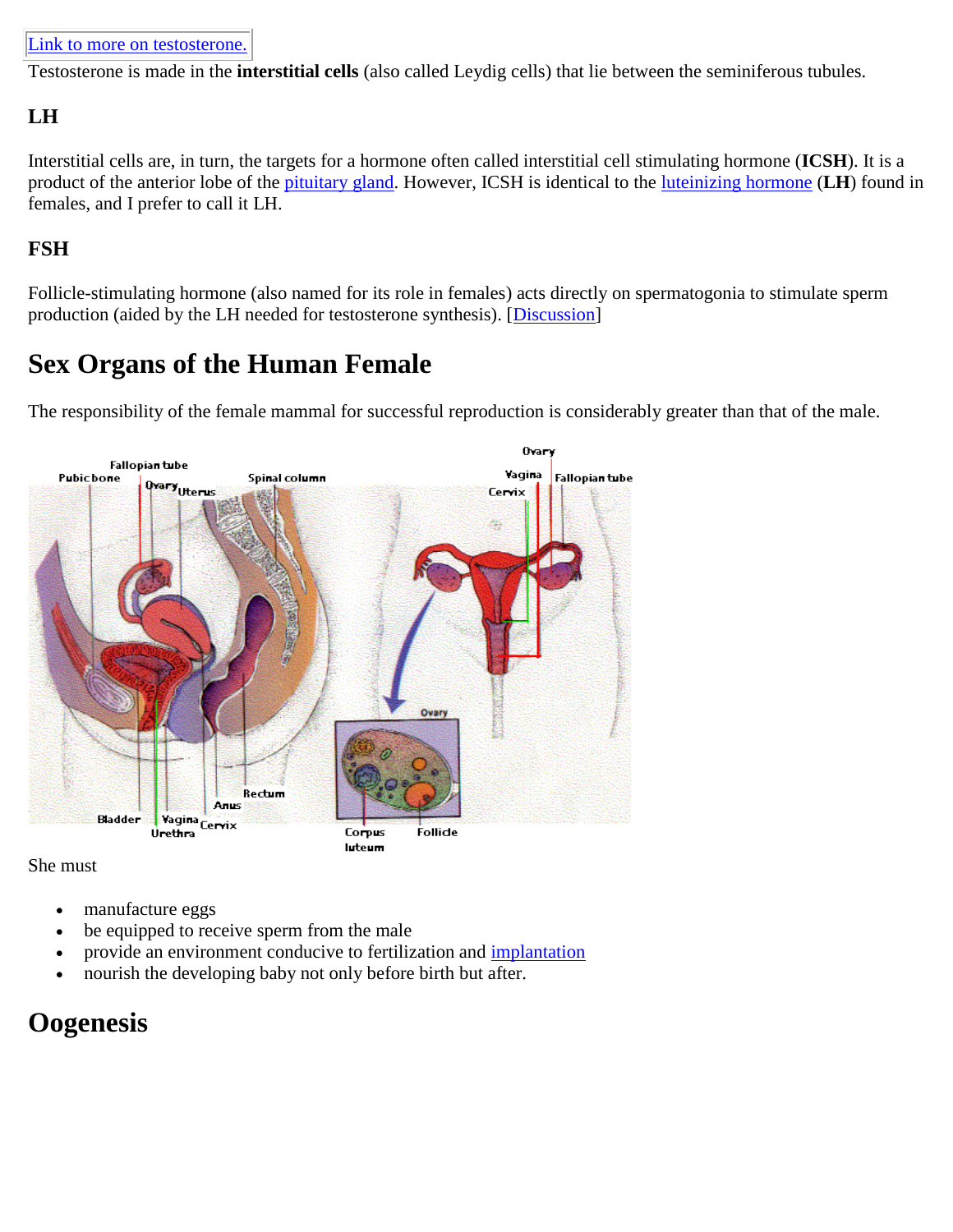[Link to more on testosterone.]

Testosterone is made in the **interstitial cells** (also called Leydig cells) that lie between the seminiferous tubules.

### LH

Interstitial cells are, in turn, the targets for a hormone often called interstitial cell stimulating hormone (**ICSH**). It is a product of the anterior lobe of the pituitary gland. However, ICSH is identical to the luteinizing hormone (**LH**) found in females, and I prefer to call it LH.

### FSH

Follicle-stimulating hormone (also named for its role in females) acts directly on spermatogonia to stimulate sperm production (aided by the LH needed for testosterone synthesis). [Discussion]

## Sex Organs of the Human Female

The responsibility of the female mammal for successful reproduction is considerably greater than that of the male.

She must

- manufacture eggs
- be equipped to receive sperm from the male
- provide an environment conducive to fertilization and implantation
- nourish the developing baby not only before birth but after.

## Oogenesis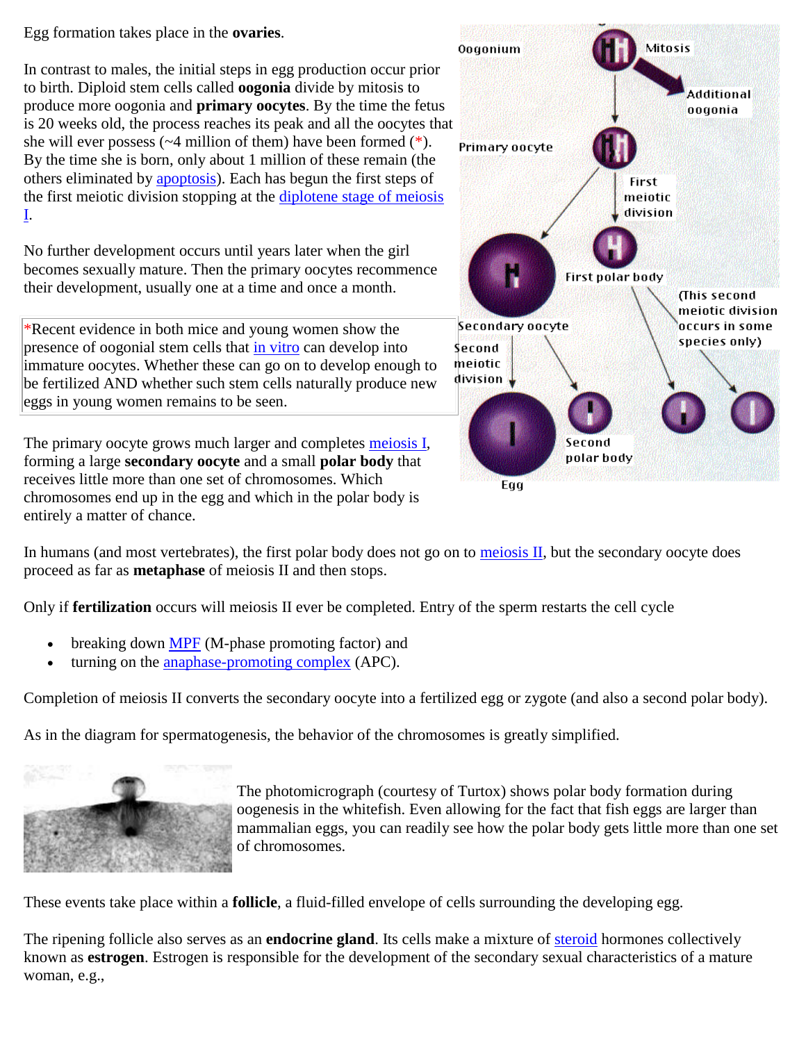Egg formation takes place in the **ovaries**.

In contrast to males, the initial steps in egg production occur prior to birth. Diploid stem cells called **oogonia** divide by mitosis to produce more oogonia and **primary oocytes**. By the time the fetus is 20 weeks old, the process reaches its peak and all the oocytes that she will ever possess (~4 million of them) have been formed (*). By the time she is born, only about 1 million of these remain (the others eliminated by apoptosis). Each has begun the first steps of the first meiotic division stopping at the diplotene stage of meiosis I.

No further development occurs until years later when the girl becomes sexually mature. Then the primary oocytes recommence their development, usually one at a time and once a month.

*Recent evidence in both mice and young women show the presence of oogonial stem cells that in vitro can develop into immature oocytes. Whether these can go on to develop enough to be fertilized AND whether such stem cells naturally produce new eggs in young women remains to be seen.

The primary oocyte grows much larger and completes meiosis I, forming a large **secondary oocyte** and a small **polar body** that receives little more than one set of chromosomes. Which chromosomes end up in the egg and which in the polar body is entirely a matter of chance.

In humans (and most vertebrates), the first polar body does not go on to meiosis II, but the secondary oocyte does proceed as far as **metaphase** of meiosis II and then stops.

Only if **fertilization** occurs will meiosis II ever be completed. Entry of the sperm restarts the cell cycle

- breaking down MPF (M-phase promoting factor) and
- turning on the anaphase-promoting complex (APC).

Completion of meiosis II converts the secondary oocyte into a fertilized egg or zygote (and also a second polar body).

As in the diagram for spermatogenesis, the behavior of the chromosomes is greatly simplified.

The photomicrograph (courtesy of Turtox) shows polar body formation during oogenesis in the whitefish. Even allowing for the fact that fish eggs are larger than mammalian eggs, you can readily see how the polar body gets little more than one set of chromosomes.

These events take place within a **follicle**, a fluid-filled envelope of cells surrounding the developing egg.

The ripening follicle also serves as an **endocrine gland**. Its cells make a mixture of steroid hormones collectively known as **estrogen**. Estrogen is responsible for the development of the secondary sexual characteristics of a mature woman, e.g.,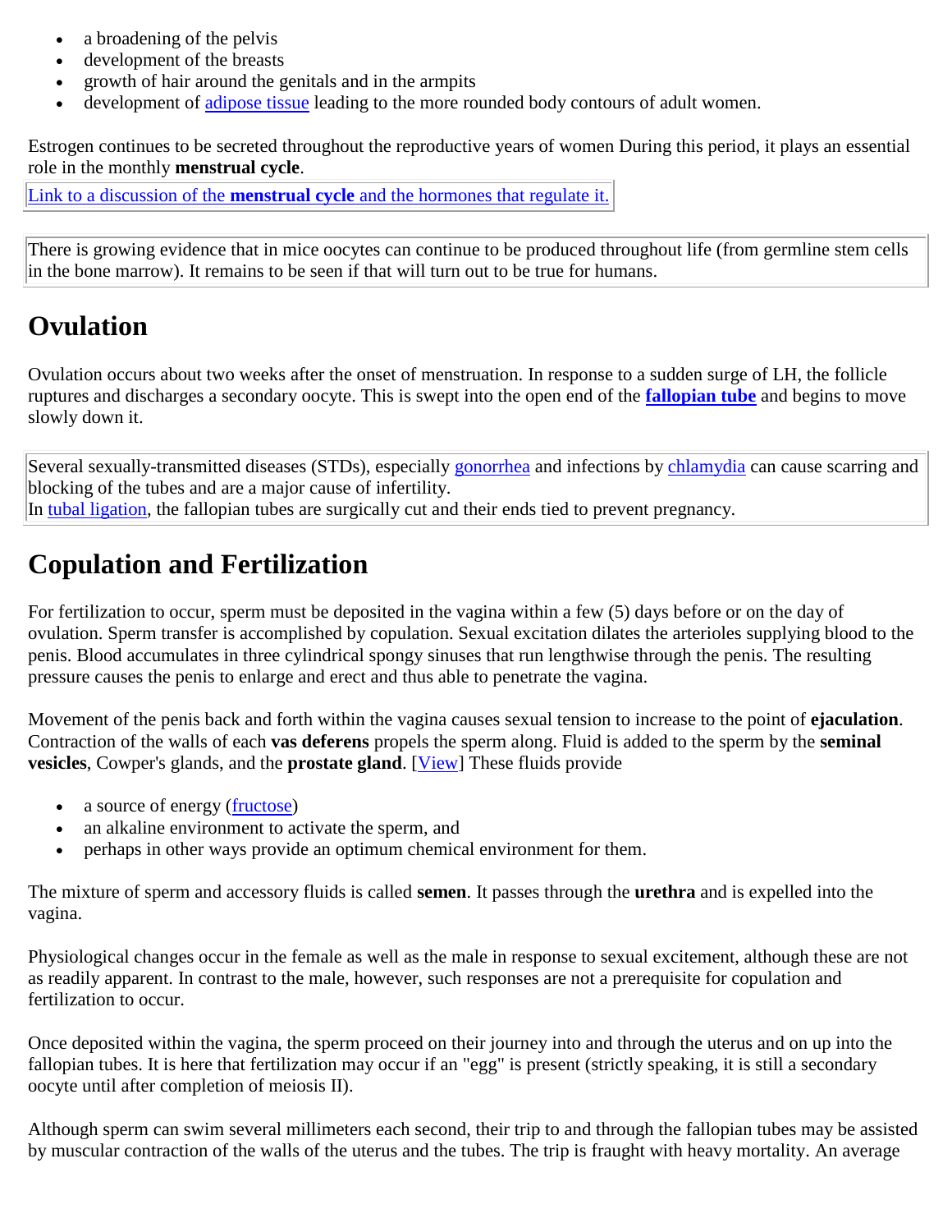- a broadening of the pelvis
- development of the breasts
- growth of hair around the genitals and in the armpits
- development of adipose tissue leading to the more rounded body contours of adult women.

Estrogen continues to be secreted throughout the reproductive years of women During this period, it plays an essential role in the monthly **menstrual cycle**.

Link to a discussion of the **menstrual cycle** and the hormones that regulate it.

There is growing evidence that in mice oocytes can continue to be produced throughout life (from germline stem cells in the bone marrow). It remains to be seen if that will turn out to be true for humans.

## Ovulation

Ovulation occurs about two weeks after the onset of menstruation. In response to a sudden surge of LH, the follicle ruptures and discharges a secondary oocyte. This is swept into the open end of the **fallopian tube** and begins to move slowly down it.

Several sexually-transmitted diseases (STDs), especially gonorrhea and infections by chlamydia can cause scarring and blocking of the tubes and are a major cause of infertility.
In tubal ligation, the fallopian tubes are surgically cut and their ends tied to prevent pregnancy.

## Copulation and Fertilization

For fertilization to occur, sperm must be deposited in the vagina within a few (5) days before or on the day of ovulation. Sperm transfer is accomplished by copulation. Sexual excitation dilates the arterioles supplying blood to the penis. Blood accumulates in three cylindrical spongy sinuses that run lengthwise through the penis. The resulting pressure causes the penis to enlarge and erect and thus able to penetrate the vagina.

Movement of the penis back and forth within the vagina causes sexual tension to increase to the point of **ejaculation**. Contraction of the walls of each **vas deferens** propels the sperm along. Fluid is added to the sperm by the **seminal vesicles**, Cowper's glands, and the **prostate gland**. [View] These fluids provide

- a source of energy (fructose)
- an alkaline environment to activate the sperm, and
- perhaps in other ways provide an optimum chemical environment for them.

The mixture of sperm and accessory fluids is called **semen**. It passes through the **urethra** and is expelled into the vagina.

Physiological changes occur in the female as well as the male in response to sexual excitement, although these are not as readily apparent. In contrast to the male, however, such responses are not a prerequisite for copulation and fertilization to occur.

Once deposited within the vagina, the sperm proceed on their journey into and through the uterus and on up into the fallopian tubes. It is here that fertilization may occur if an "egg" is present (strictly speaking, it is still a secondary oocyte until after completion of meiosis II).

Although sperm can swim several millimeters each second, their trip to and through the fallopian tubes may be assisted by muscular contraction of the walls of the uterus and the tubes. The trip is fraught with heavy mortality. An average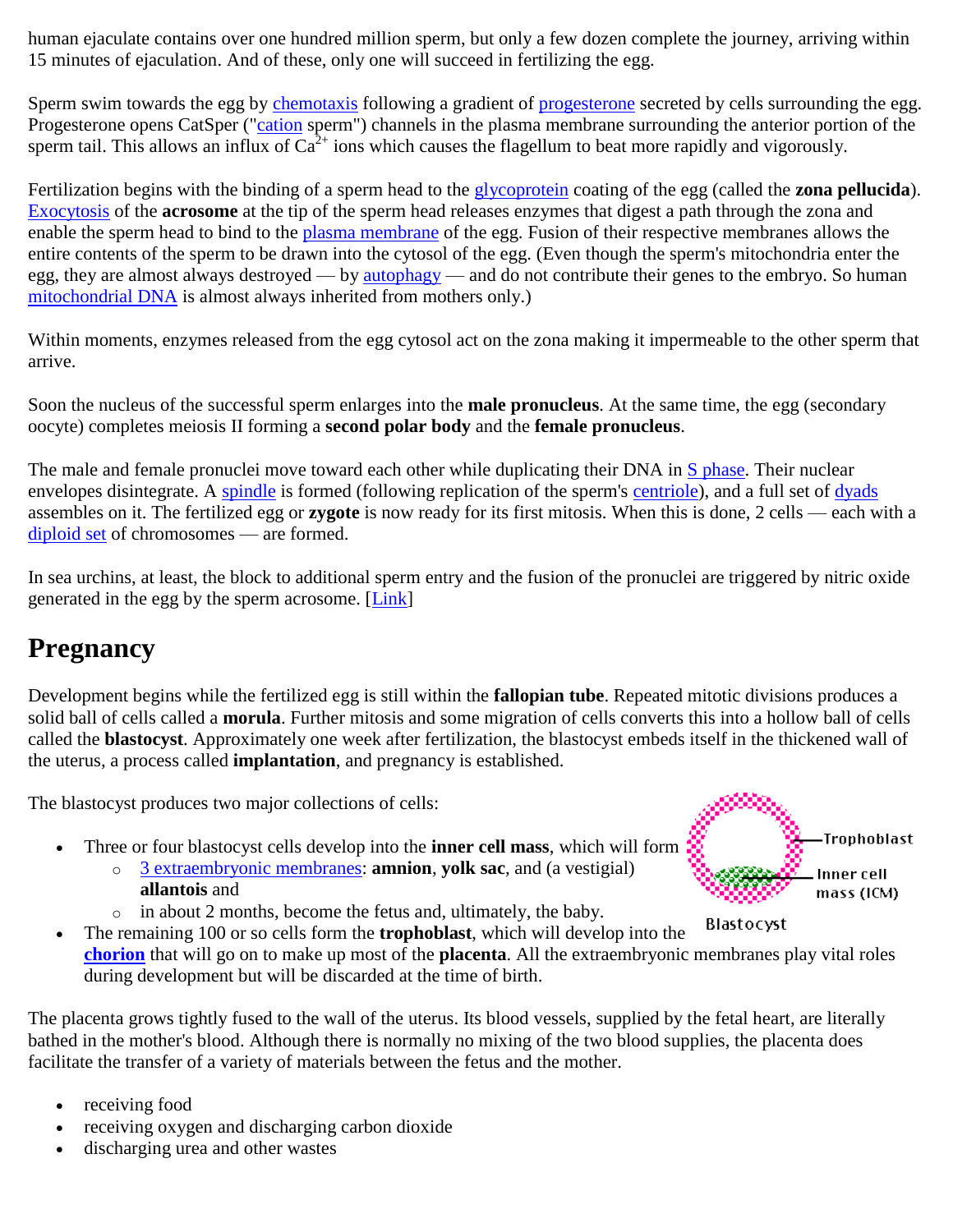human ejaculate contains over one hundred million sperm, but only a few dozen complete the journey, arriving within 15 minutes of ejaculation. And of these, only one will succeed in fertilizing the egg.

Sperm swim towards the egg by chemotaxis following a gradient of progesterone secreted by cells surrounding the egg. Progesterone opens CatSper ("cation sperm") channels in the plasma membrane surrounding the anterior portion of the sperm tail. This allows an influx of $Ca^{2+}$ ions which causes the flagellum to beat more rapidly and vigorously.

Fertilization begins with the binding of a sperm head to the glycoprotein coating of the egg (called the **zona pellucida**). Exocytosis of the **acrosome** at the tip of the sperm head releases enzymes that digest a path through the zona and enable the sperm head to bind to the plasma membrane of the egg. Fusion of their respective membranes allows the entire contents of the sperm to be drawn into the cytosol of the egg. (Even though the sperm's mitochondria enter the egg, they are almost always destroyed — by autophagy — and do not contribute their genes to the embryo. So human mitochondrial DNA is almost always inherited from mothers only.)

Within moments, enzymes released from the egg cytosol act on the zona making it impermeable to the other sperm that arrive.

Soon the nucleus of the successful sperm enlarges into the **male pronucleus**. At the same time, the egg (secondary oocyte) completes meiosis II forming a **second polar body** and the **female pronucleus**.

The male and female pronuclei move toward each other while duplicating their DNA in S phase. Their nuclear envelopes disintegrate. A spindle is formed (following replication of the sperm's centriole), and a full set of dyads assembles on it. The fertilized egg or **zygote** is now ready for its first mitosis. When this is done, 2 cells — each with a diploid set of chromosomes — are formed.

In sea urchins, at least, the block to additional sperm entry and the fusion of the pronuclei are triggered by nitric oxide generated in the egg by the sperm acrosome. [Link]

# Pregnancy

Development begins while the fertilized egg is still within the **fallopian tube**. Repeated mitotic divisions produces a solid ball of cells called a **morula**. Further mitosis and some migration of cells converts this into a hollow ball of cells called the **blastocyst**. Approximately one week after fertilization, the blastocyst embeds itself in the thickened wall of the uterus, a process called **implantation**, and pregnancy is established.

The blastocyst produces two major collections of cells:

- Three or four blastocyst cells develop into the **inner cell mass**, which will form
  - 3 extraembryonic membranes: **amnion**, **yolk sac**, and (a vestigial) **allantois** and
  - in about 2 months, become the fetus and, ultimately, the baby.
- The remaining 100 or so cells form the **trophoblast**, which will develop into the **chorion** that will go on to make up most of the **placenta**. All the extraembryonic membranes play vital roles during development but will be discarded at the time of birth.

Trophoblast

Inner cell mass (ICM)

Blastocyst

The placenta grows tightly fused to the wall of the uterus. Its blood vessels, supplied by the fetal heart, are literally bathed in the mother's blood. Although there is normally no mixing of the two blood supplies, the placenta does facilitate the transfer of a variety of materials between the fetus and the mother.

- receiving food
- receiving oxygen and discharging carbon dioxide
- discharging urea and other wastes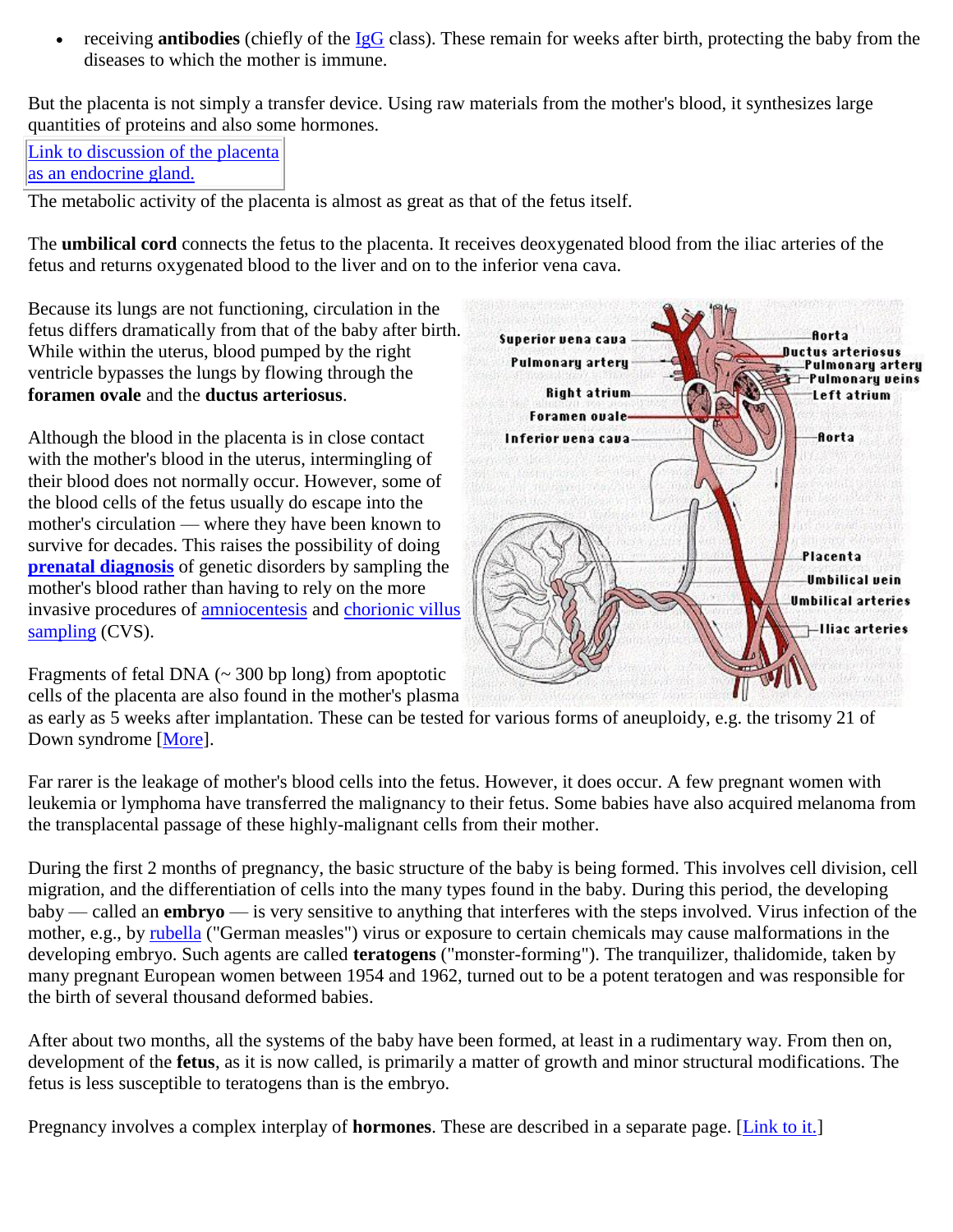- receiving **antibodies** (chiefly of the IgG class). These remain for weeks after birth, protecting the baby from the diseases to which the mother is immune.

But the placenta is not simply a transfer device. Using raw materials from the mother's blood, it synthesizes large quantities of proteins and also some hormones.

Link to discussion of the placenta as an endocrine gland.

The metabolic activity of the placenta is almost as great as that of the fetus itself.

The **umbilical cord** connects the fetus to the placenta. It receives deoxygenated blood from the iliac arteries of the fetus and returns oxygenated blood to the liver and on to the inferior vena cava.

Because its lungs are not functioning, circulation in the fetus differs dramatically from that of the baby after birth. While within the uterus, blood pumped by the right ventricle bypasses the lungs by flowing through the **foramen ovale** and the **ductus arteriosus**.

Although the blood in the placenta is in close contact with the mother's blood in the uterus, intermingling of their blood does not normally occur. However, some of the blood cells of the fetus usually do escape into the mother's circulation — where they have been known to survive for decades. This raises the possibility of doing **prenatal diagnosis** of genetic disorders by sampling the mother's blood rather than having to rely on the more invasive procedures of amniocentesis and chorionic villus sampling (CVS).

Fragments of fetal DNA (~ 300 bp long) from apoptotic cells of the placenta are also found in the mother's plasma as early as 5 weeks after implantation. These can be tested for various forms of aneuploidy, e.g. the trisomy 21 of Down syndrome [More].

Far rarer is the leakage of mother's blood cells into the fetus. However, it does occur. A few pregnant women with leukemia or lymphoma have transferred the malignancy to their fetus. Some babies have also acquired melanoma from the transplacental passage of these highly-malignant cells from their mother.

During the first 2 months of pregnancy, the basic structure of the baby is being formed. This involves cell division, cell migration, and the differentiation of cells into the many types found in the baby. During this period, the developing baby — called an **embryo** — is very sensitive to anything that interferes with the steps involved. Virus infection of the mother, e.g., by rubella ("German measles") virus or exposure to certain chemicals may cause malformations in the developing embryo. Such agents are called **teratogens** ("monster-forming"). The tranquilizer, thalidomide, taken by many pregnant European women between 1954 and 1962, turned out to be a potent teratogen and was responsible for the birth of several thousand deformed babies.

After about two months, all the systems of the baby have been formed, at least in a rudimentary way. From then on, development of the **fetus**, as it is now called, is primarily a matter of growth and minor structural modifications. The fetus is less susceptible to teratogens than is the embryo.

Pregnancy involves a complex interplay of **hormones**. These are described in a separate page. [Link to it.]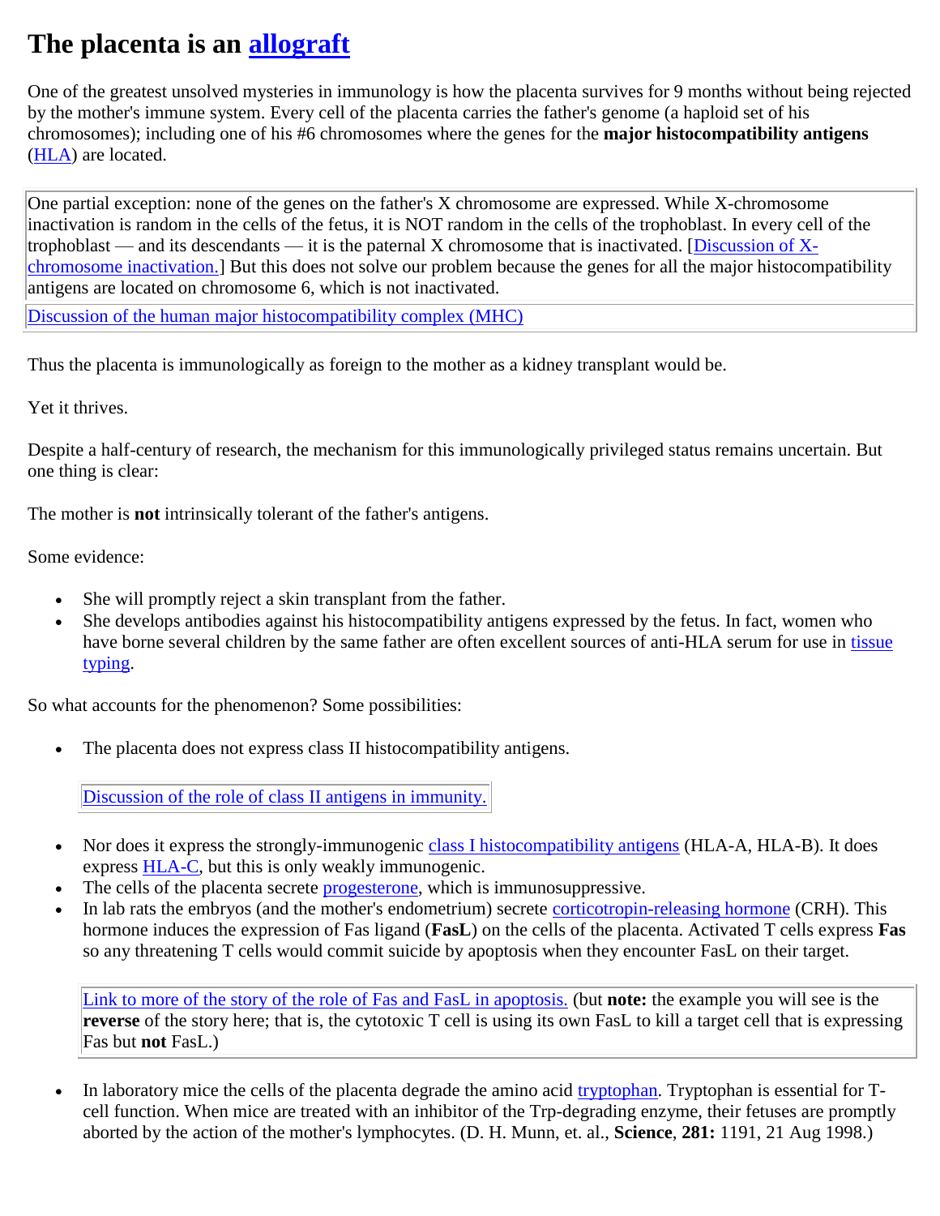# The placenta is an allograft

One of the greatest unsolved mysteries in immunology is how the placenta survives for 9 months without being rejected by the mother's immune system. Every cell of the placenta carries the father's genome (a haploid set of his chromosomes); including one of his #6 chromosomes where the genes for the **major histocompatibility antigens** (HLA) are located.

> One partial exception: none of the genes on the father's X chromosome are expressed. While X-chromosome inactivation is random in the cells of the fetus, it is NOT random in the cells of the trophoblast. In every cell of the trophoblast — and its descendants — it is the paternal X chromosome that is inactivated. [Discussion of X-chromosome inactivation.] But this does not solve our problem because the genes for all the major histocompatibility antigens are located on chromosome 6, which is not inactivated.
>
> Discussion of the human major histocompatibility complex (MHC)

Thus the placenta is immunologically as foreign to the mother as a kidney transplant would be.

Yet it thrives.

Despite a half-century of research, the mechanism for this immunologically privileged status remains uncertain. But one thing is clear:

The mother is **not** intrinsically tolerant of the father's antigens.

Some evidence:

- She will promptly reject a skin transplant from the father.
- She develops antibodies against his histocompatibility antigens expressed by the fetus. In fact, women who have borne several children by the same father are often excellent sources of anti-HLA serum for use in tissue typing.

So what accounts for the phenomenon? Some possibilities:

- The placenta does not express class II histocompatibility antigens.

  > Discussion of the role of class II antigens in immunity.

- Nor does it express the strongly-immunogenic class I histocompatibility antigens (HLA-A, HLA-B). It does express HLA-C, but this is only weakly immunogenic.
- The cells of the placenta secrete progesterone, which is immunosuppressive.
- In lab rats the embryos (and the mother's endometrium) secrete corticotropin-releasing hormone (CRH). This hormone induces the expression of Fas ligand (**FasL**) on the cells of the placenta. Activated T cells express **Fas** so any threatening T cells would commit suicide by apoptosis when they encounter FasL on their target.

  > Link to more of the story of the role of Fas and FasL in apoptosis. (but **note:** the example you will see is the **reverse** of the story here; that is, the cytotoxic T cell is using its own FasL to kill a target cell that is expressing Fas but **not** FasL.)

- In laboratory mice the cells of the placenta degrade the amino acid tryptophan. Tryptophan is essential for T-cell function. When mice are treated with an inhibitor of the Trp-degrading enzyme, their fetuses are promptly aborted by the action of the mother's lymphocytes. (D. H. Munn, et. al., **Science**, **281:** 1191, 21 Aug 1998.)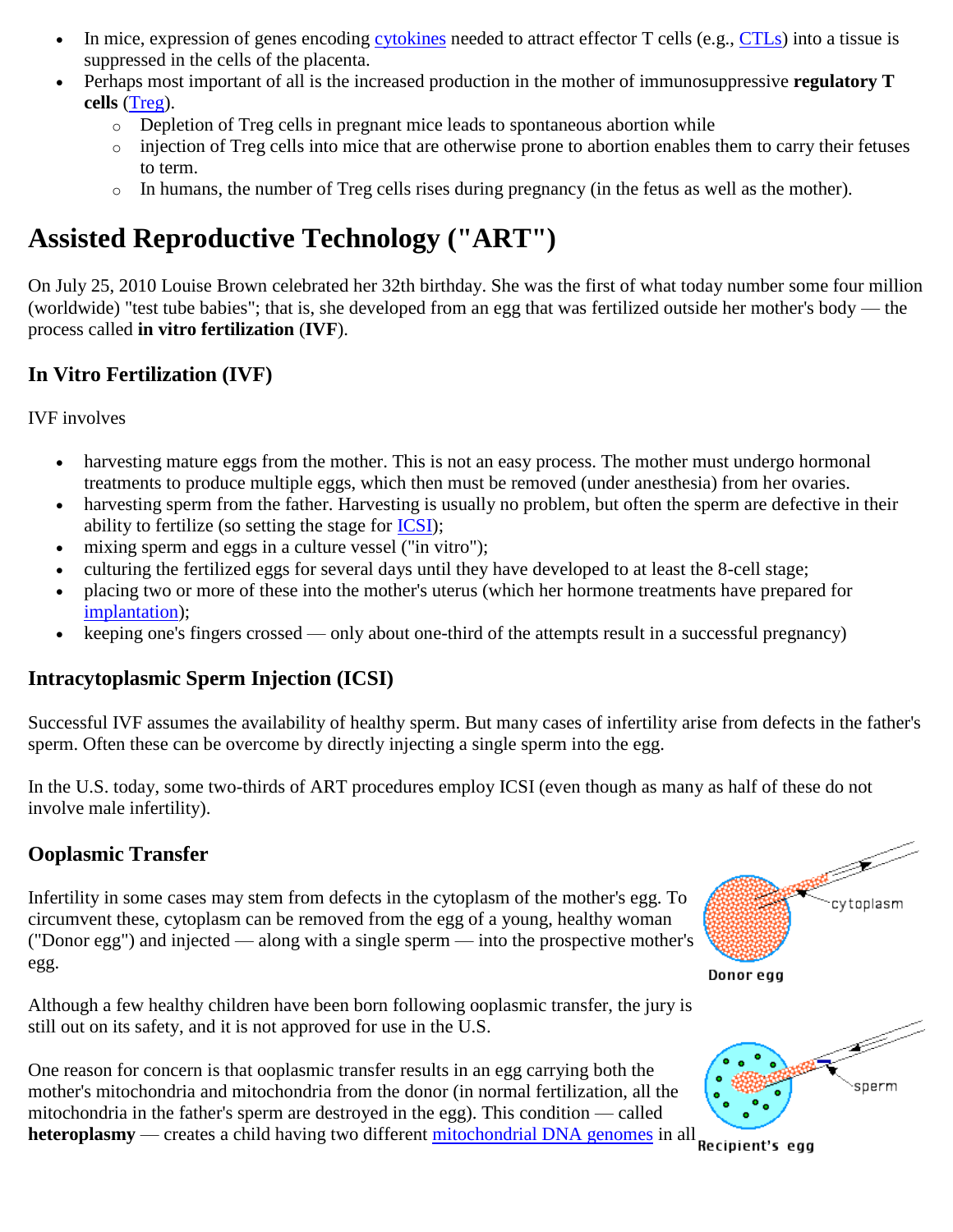- In mice, expression of genes encoding cytokines needed to attract effector T cells (e.g., CTLs) into a tissue is suppressed in the cells of the placenta.
- Perhaps most important of all is the increased production in the mother of immunosuppressive **regulatory T cells** (Treg).
    - Depletion of Treg cells in pregnant mice leads to spontaneous abortion while
    - injection of Treg cells into mice that are otherwise prone to abortion enables them to carry their fetuses to term.
    - In humans, the number of Treg cells rises during pregnancy (in the fetus as well as the mother).

# Assisted Reproductive Technology ("ART")

On July 25, 2010 Louise Brown celebrated her 32th birthday. She was the first of what today number some four million (worldwide) "test tube babies"; that is, she developed from an egg that was fertilized outside her mother's body — the process called **in vitro fertilization** (**IVF**).

## In Vitro Fertilization (IVF)

IVF involves

- harvesting mature eggs from the mother. This is not an easy process. The mother must undergo hormonal treatments to produce multiple eggs, which then must be removed (under anesthesia) from her ovaries.
- harvesting sperm from the father. Harvesting is usually no problem, but often the sperm are defective in their ability to fertilize (so setting the stage for ICSI);
- mixing sperm and eggs in a culture vessel ("in vitro");
- culturing the fertilized eggs for several days until they have developed to at least the 8-cell stage;
- placing two or more of these into the mother's uterus (which her hormone treatments have prepared for implantation);
- keeping one's fingers crossed — only about one-third of the attempts result in a successful pregnancy)

## Intracytoplasmic Sperm Injection (ICSI)

Successful IVF assumes the availability of healthy sperm. But many cases of infertility arise from defects in the father's sperm. Often these can be overcome by directly injecting a single sperm into the egg.

In the U.S. today, some two-thirds of ART procedures employ ICSI (even though as many as half of these do not involve male infertility).

## Ooplasmic Transfer

Infertility in some cases may stem from defects in the cytoplasm of the mother's egg. To circumvent these, cytoplasm can be removed from the egg of a young, healthy woman ("Donor egg") and injected — along with a single sperm — into the prospective mother's egg.

Although a few healthy children have been born following ooplasmic transfer, the jury is still out on its safety, and it is not approved for use in the U.S.

One reason for concern is that ooplasmic transfer results in an egg carrying both the mother's mitochondria and mitochondria from the donor (in normal fertilization, all the mitochondria in the father's sperm are destroyed in the egg). This condition — called **heteroplasmy** — creates a child having two different mitochondrial DNA genomes in all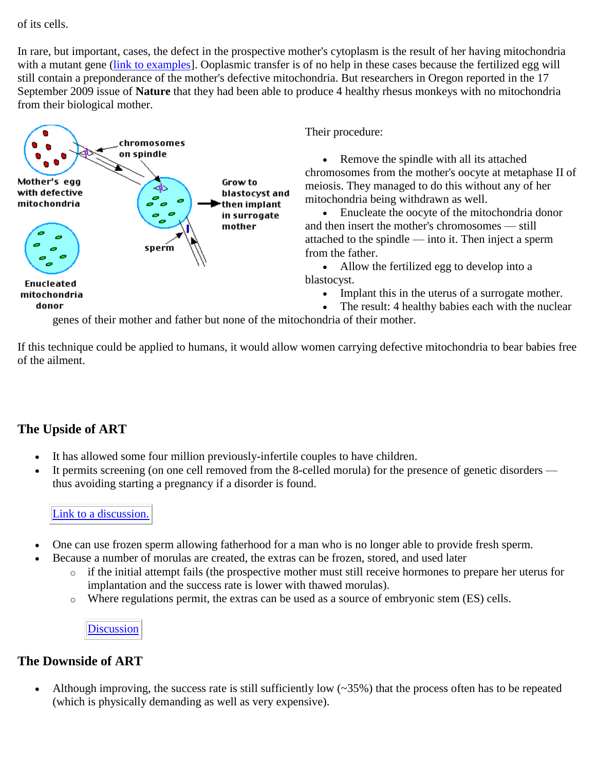of its cells.

In rare, but important, cases, the defect in the prospective mother's cytoplasm is the result of her having mitochondria with a mutant gene (link to examples]. Ooplasmic transfer is of no help in these cases because the fertilized egg will still contain a preponderance of the mother's defective mitochondria. But researchers in Oregon reported in the 17 September 2009 issue of **Nature** that they had been able to produce 4 healthy rhesus monkeys with no mitochondria from their biological mother.

Their procedure:

- Remove the spindle with all its attached chromosomes from the mother's oocyte at metaphase II of meiosis. They managed to do this without any of her mitochondria being withdrawn as well.
- Enucleate the oocyte of the mitochondria donor and then insert the mother's chromosomes — still attached to the spindle — into it. Then inject a sperm from the father.
- Allow the fertilized egg to develop into a blastocyst.
- Implant this in the uterus of a surrogate mother.
- The result: 4 healthy babies each with the nuclear genes of their mother and father but none of the mitochondria of their mother.

If this technique could be applied to humans, it would allow women carrying defective mitochondria to bear babies free of the ailment.

## The Upside of ART

- It has allowed some four million previously-infertile couples to have children.
- It permits screening (on one cell removed from the 8-celled morula) for the presence of genetic disorders — thus avoiding starting a pregnancy if a disorder is found.

Link to a discussion.

- One can use frozen sperm allowing fatherhood for a man who is no longer able to provide fresh sperm.
- Because a number of morulas are created, the extras can be frozen, stored, and used later
  - if the initial attempt fails (the prospective mother must still receive hormones to prepare her uterus for implantation and the success rate is lower with thawed morulas).
  - Where regulations permit, the extras can be used as a source of embryonic stem (ES) cells.

Discussion

## The Downside of ART

- Although improving, the success rate is still sufficiently low (~35%) that the process often has to be repeated (which is physically demanding as well as very expensive).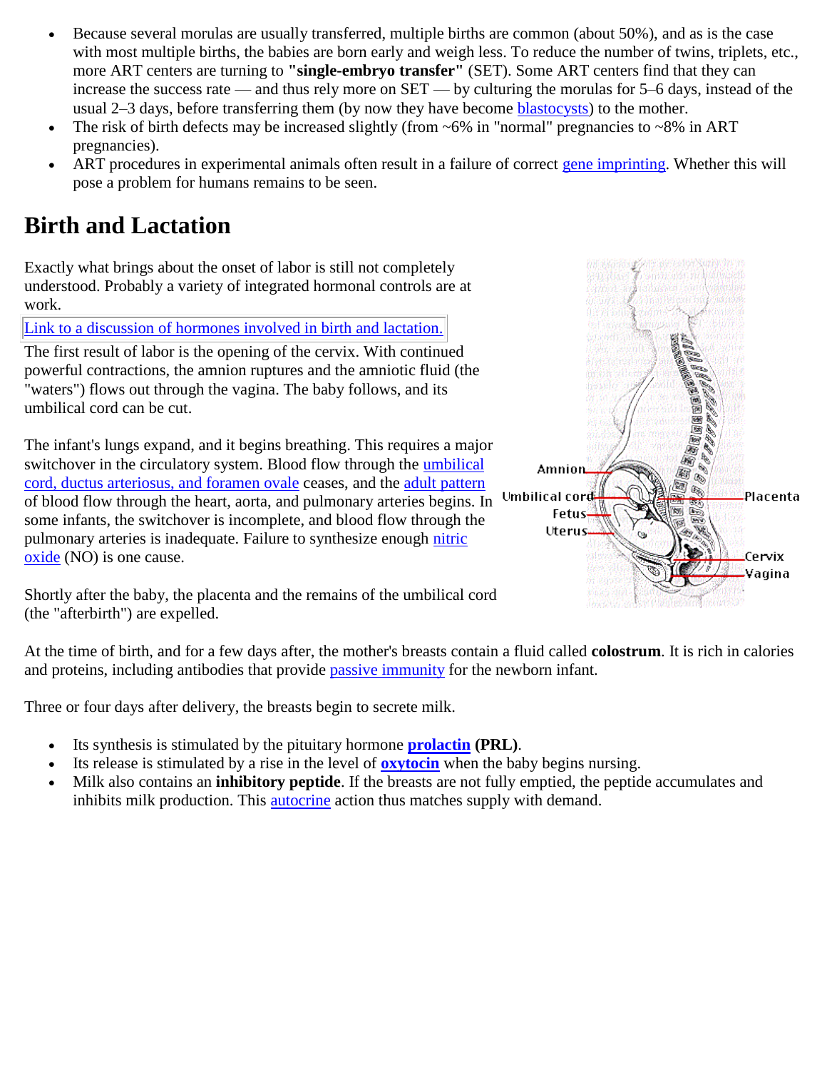- Because several morulas are usually transferred, multiple births are common (about 50%), and as is the case with most multiple births, the babies are born early and weigh less. To reduce the number of twins, triplets, etc., more ART centers are turning to **"single-embryo transfer"** (SET). Some ART centers find that they can increase the success rate — and thus rely more on SET — by culturing the morulas for 5–6 days, instead of the usual 2–3 days, before transferring them (by now they have become blastocysts) to the mother.
- The risk of birth defects may be increased slightly (from ~6% in "normal" pregnancies to ~8% in ART pregnancies).
- ART procedures in experimental animals often result in a failure of correct gene imprinting. Whether this will pose a problem for humans remains to be seen.

## Birth and Lactation

Exactly what brings about the onset of labor is still not completely understood. Probably a variety of integrated hormonal controls are at work.

Link to a discussion of hormones involved in birth and lactation.

The first result of labor is the opening of the cervix. With continued powerful contractions, the amnion ruptures and the amniotic fluid (the "waters") flows out through the vagina. The baby follows, and its umbilical cord can be cut.

The infant's lungs expand, and it begins breathing. This requires a major switchover in the circulatory system. Blood flow through the umbilical cord, ductus arteriosus, and foramen ovale ceases, and the adult pattern of blood flow through the heart, aorta, and pulmonary arteries begins. In some infants, the switchover is incomplete, and blood flow through the pulmonary arteries is inadequate. Failure to synthesize enough nitric oxide (NO) is one cause.

Amnion
Umbilical cord
Fetus
Uterus
Placenta
Cervix
Vagina

Shortly after the baby, the placenta and the remains of the umbilical cord (the "afterbirth") are expelled.

At the time of birth, and for a few days after, the mother's breasts contain a fluid called **colostrum**. It is rich in calories and proteins, including antibodies that provide passive immunity for the newborn infant.

Three or four days after delivery, the breasts begin to secrete milk.

- Its synthesis is stimulated by the pituitary hormone **prolactin (PRL)**.
- Its release is stimulated by a rise in the level of **oxytocin** when the baby begins nursing.
- Milk also contains an **inhibitory peptide**. If the breasts are not fully emptied, the peptide accumulates and inhibits milk production. This autocrine action thus matches supply with demand.